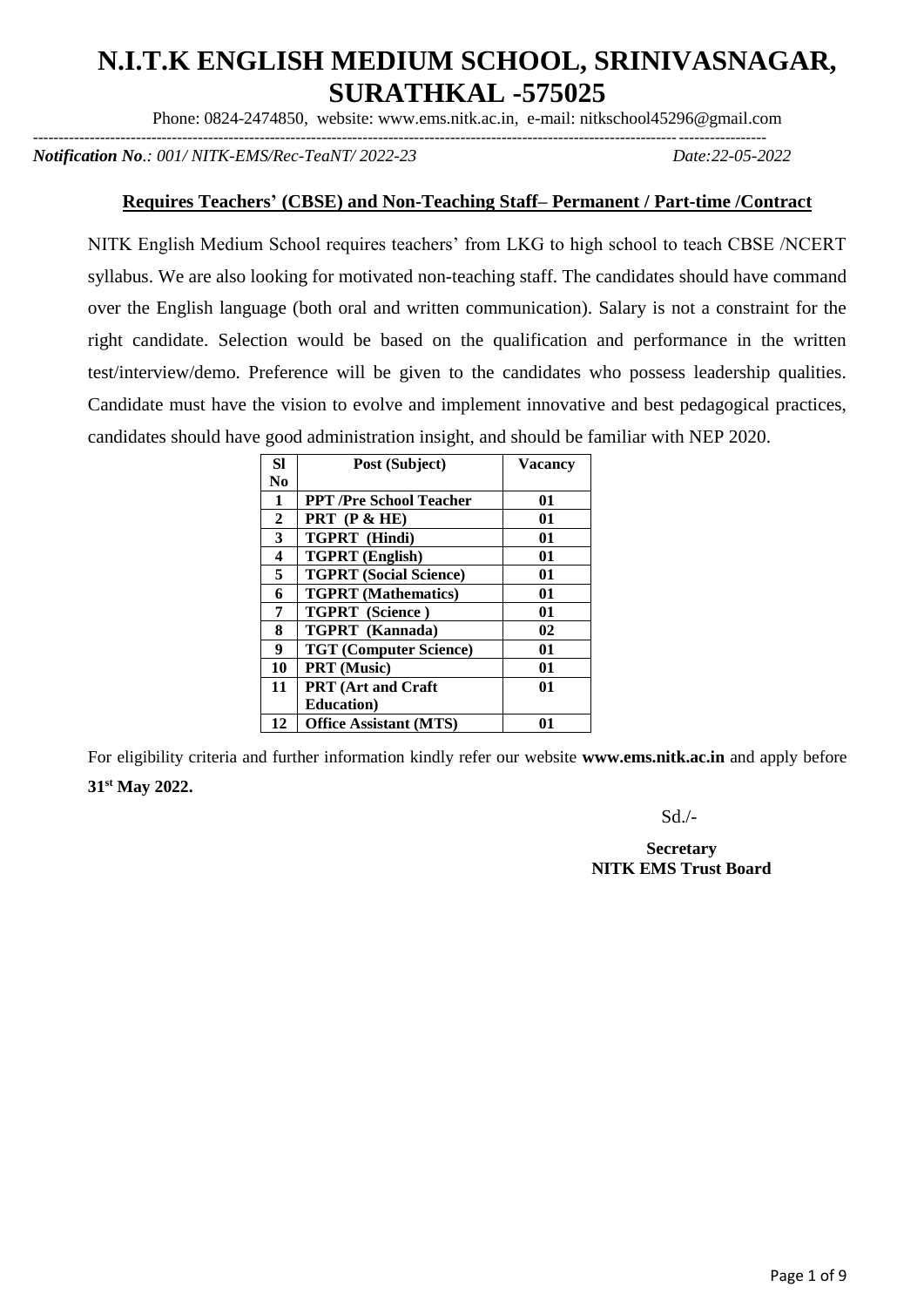# N.I.T.K ENGLISH MEDIUM SCHOOL, SRINIVASNAGAR, SURATHKAL -575025

Phone: 0824-2474850, website: www.ems.nitk.ac.in, e-mail: nitkschool45296@gmail.com

---

*Notification No.: 001/ NITK-EMS/Rec-TeaNT/ 2022-23* *Date:22-05-2022*

**Requires Teachers' (CBSE) and Non-Teaching Staff– Permanent / Part-time /Contract**

NITK English Medium School requires teachers' from LKG to high school to teach CBSE /NCERT syllabus. We are also looking for motivated non-teaching staff. The candidates should have command over the English language (both oral and written communication). Salary is not a constraint for the right candidate. Selection would be based on the qualification and performance in the written test/interview/demo. Preference will be given to the candidates who possess leadership qualities. Candidate must have the vision to evolve and implement innovative and best pedagogical practices, candidates should have good administration insight, and should be familiar with NEP 2020.

| Sl No | Post (Subject) | Vacancy |
|---|---|---|
| 1 | PPT /Pre School Teacher | 01 |
| 2 | PRT (P & HE) | 01 |
| 3 | TGPRT (Hindi) | 01 |
| 4 | TGPRT (English) | 01 |
| 5 | TGPRT (Social Science) | 01 |
| 6 | TGPRT (Mathematics) | 01 |
| 7 | TGPRT (Science ) | 01 |
| 8 | TGPRT (Kannada) | 02 |
| 9 | TGT (Computer Science) | 01 |
| 10 | PRT (Music) | 01 |
| 11 | PRT (Art and Craft Education) | 01 |
| 12 | Office Assistant (MTS) | 01 |

For eligibility criteria and further information kindly refer our website **www.ems.nitk.ac.in** and apply before **31st May 2022.**

Sd./-

**Secretary**
**NITK EMS Trust Board**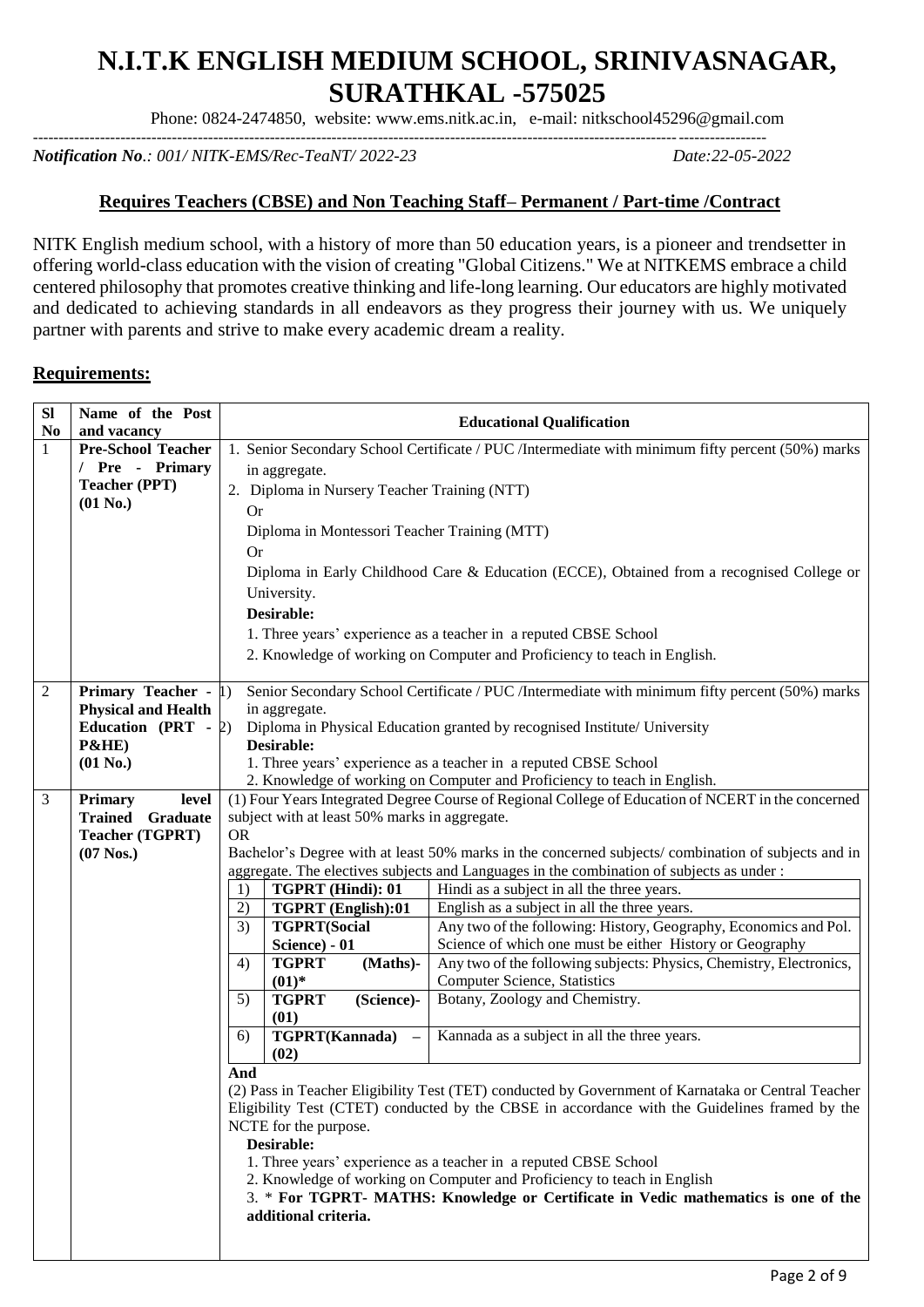# N.I.T.K ENGLISH MEDIUM SCHOOL, SRINIVASNAGAR, SURATHKAL -575025

Phone: 0824-2474850, website: www.ems.nitk.ac.in, e-mail: nitkschool45296@gmail.com

---

*Notification No.: 001/ NITK-EMS/Rec-TeaNT/ 2022-23* *Date:22-05-2022*

## Requires Teachers (CBSE) and Non Teaching Staff– Permanent / Part-time /Contract

NITK English medium school, with a history of more than 50 education years, is a pioneer and trendsetter in offering world-class education with the vision of creating "Global Citizens." We at NITKEMS embrace a child centered philosophy that promotes creative thinking and life-long learning. Our educators are highly motivated and dedicated to achieving standards in all endeavors as they progress their journey with us. We uniquely partner with parents and strive to make every academic dream a reality.

### Requirements:

| Sl No | Name of the Post and vacancy | Educational Qualification |
|---|---|---|
| 1 | **Pre-School Teacher / Pre - Primary Teacher (PPT) (01 No.)** | 1. Senior Secondary School Certificate / PUC /Intermediate with minimum fifty percent (50%) marks in aggregate.<br>2. Diploma in Nursery Teacher Training (NTT)<br>Or<br>Diploma in Montessori Teacher Training (MTT)<br>Or<br>Diploma in Early Childhood Care & Education (ECCE), Obtained from a recognised College or University.<br>**Desirable:**<br>1. Three years' experience as a teacher in a reputed CBSE School<br>2. Knowledge of working on Computer and Proficiency to teach in English. |
| 2 | **Primary Teacher - Physical and Health Education (PRT - P&HE) (01 No.)** | 1) Senior Secondary School Certificate / PUC /Intermediate with minimum fifty percent (50%) marks in aggregate.<br>2) Diploma in Physical Education granted by recognised Institute/ University<br>**Desirable:**<br>1. Three years' experience as a teacher in a reputed CBSE School<br>2. Knowledge of working on Computer and Proficiency to teach in English. |
| 3 | **Primary level Trained Graduate Teacher (TGPRT) (07 Nos.)** | (1) Four Years Integrated Degree Course of Regional College of Education of NCERT in the concerned subject with at least 50% marks in aggregate.<br>OR<br>Bachelor's Degree with at least 50% marks in the concerned subjects/ combination of subjects and in aggregate. The electives subjects and Languages in the combination of subjects as under :<br>1) **TGPRT (Hindi): 01** – Hindi as a subject in all the three years.<br>2) **TGPRT (English):01** – English as a subject in all the three years.<br>3) **TGPRT(Social Science) - 01** – Any two of the following: History, Geography, Economics and Pol. Science of which one must be either History or Geography<br>4) **TGPRT (Maths)- (01)*** – Any two of the following subjects: Physics, Chemistry, Electronics, Computer Science, Statistics<br>5) **TGPRT (Science)- (01)** – Botany, Zoology and Chemistry.<br>6) **TGPRT(Kannada) – (02)** – Kannada as a subject in all the three years.<br>**And**<br>(2) Pass in Teacher Eligibility Test (TET) conducted by Government of Karnataka or Central Teacher Eligibility Test (CTET) conducted by the CBSE in accordance with the Guidelines framed by the NCTE for the purpose.<br>**Desirable:**<br>1. Three years' experience as a teacher in a reputed CBSE School<br>2. Knowledge of working on Computer and Proficiency to teach in English<br>3. * **For TGPRT- MATHS: Knowledge or Certificate in Vedic mathematics is one of the additional criteria.** |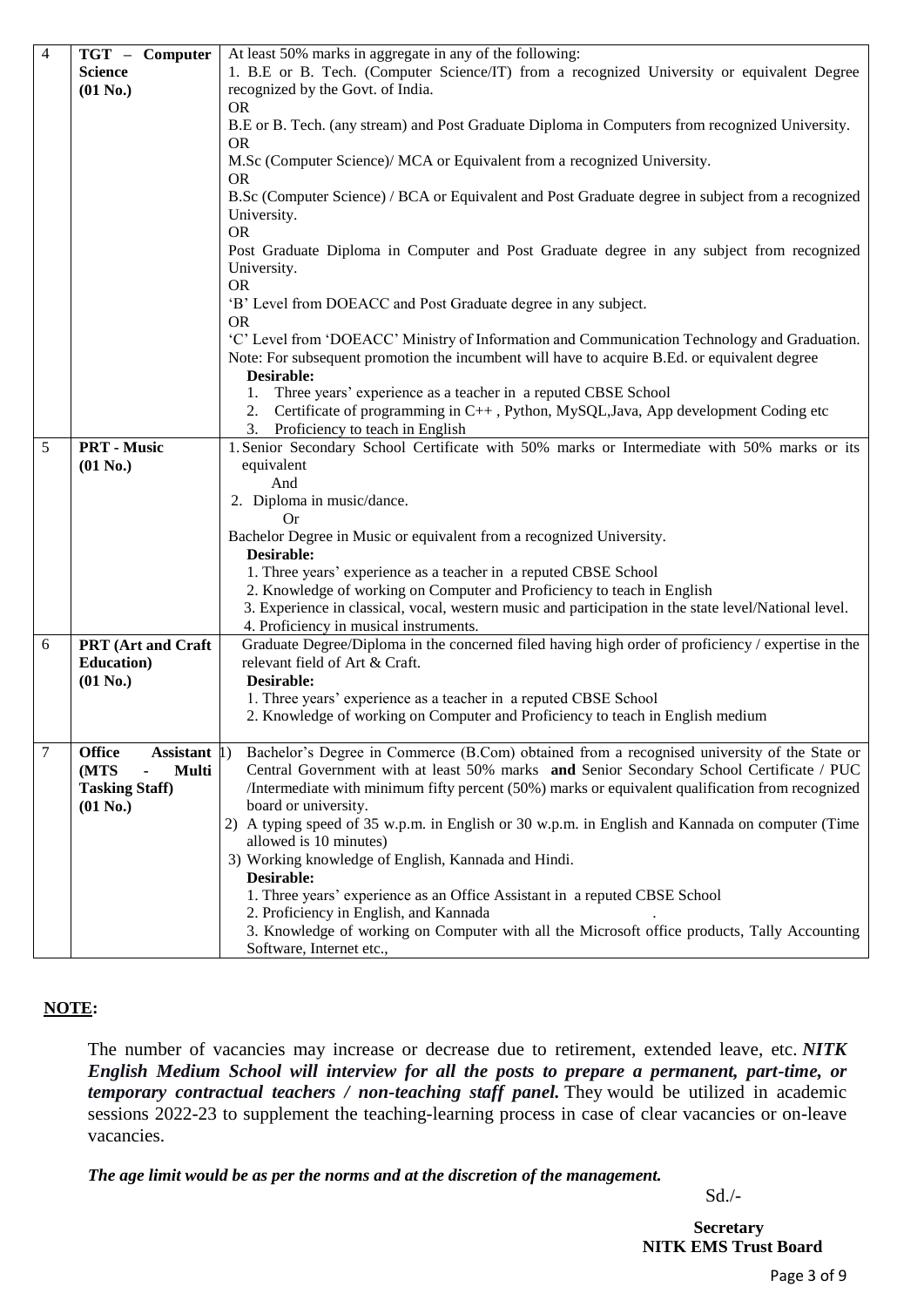| 4 | **TGT – Computer Science (01 No.)** | At least 50% marks in aggregate in any of the following:<br>1. B.E or B. Tech. (Computer Science/IT) from a recognized University or equivalent Degree recognized by the Govt. of India.<br>OR<br>B.E or B. Tech. (any stream) and Post Graduate Diploma in Computers from recognized University.<br>OR<br>M.Sc (Computer Science)/ MCA or Equivalent from a recognized University.<br>OR<br>B.Sc (Computer Science) / BCA or Equivalent and Post Graduate degree in subject from a recognized University.<br>OR<br>Post Graduate Diploma in Computer and Post Graduate degree in any subject from recognized University.<br>OR<br>'B' Level from DOEACC and Post Graduate degree in any subject.<br>OR<br>'C' Level from 'DOEACC' Ministry of Information and Communication Technology and Graduation.<br>Note: For subsequent promotion the incumbent will have to acquire B.Ed. or equivalent degree<br>**Desirable:**<br>1. Three years' experience as a teacher in a reputed CBSE School<br>2. Certificate of programming in C++ , Python, MySQL,Java, App development Coding etc<br>3. Proficiency to teach in English |
|---|---|---|
| 5 | **PRT - Music (01 No.)** | 1. Senior Secondary School Certificate with 50% marks or Intermediate with 50% marks or its equivalent<br>And<br>2. Diploma in music/dance.<br>Or<br>Bachelor Degree in Music or equivalent from a recognized University.<br>**Desirable:**<br>1. Three years' experience as a teacher in a reputed CBSE School<br>2. Knowledge of working on Computer and Proficiency to teach in English<br>3. Experience in classical, vocal, western music and participation in the state level/National level.<br>4. Proficiency in musical instruments. |
| 6 | **PRT (Art and Craft Education) (01 No.)** | Graduate Degree/Diploma in the concerned filed having high order of proficiency / expertise in the relevant field of Art & Craft.<br>**Desirable:**<br>1. Three years' experience as a teacher in a reputed CBSE School<br>2. Knowledge of working on Computer and Proficiency to teach in English medium |
| 7 | **Office Assistant (MTS - Multi Tasking Staff) (01 No.)** | 1) Bachelor's Degree in Commerce (B.Com) obtained from a recognised university of the State or Central Government with at least 50% marks **and** Senior Secondary School Certificate / PUC /Intermediate with minimum fifty percent (50%) marks or equivalent qualification from recognized board or university.<br>2) A typing speed of 35 w.p.m. in English or 30 w.p.m. in English and Kannada on computer (Time allowed is 10 minutes)<br>3) Working knowledge of English, Kannada and Hindi.<br>**Desirable:**<br>1. Three years' experience as an Office Assistant in a reputed CBSE School<br>2. Proficiency in English, and Kannada<br>3. Knowledge of working on Computer with all the Microsoft office products, Tally Accounting Software, Internet etc., |

**NOTE:**

The number of vacancies may increase or decrease due to retirement, extended leave, etc. ***NITK English Medium School will interview for all the posts to prepare a permanent, part-time, or temporary contractual teachers / non-teaching staff panel.*** They would be utilized in academic sessions 2022-23 to supplement the teaching-learning process in case of clear vacancies or on-leave vacancies.

***The age limit would be as per the norms and at the discretion of the management.***

Sd./-

**Secretary**
**NITK EMS Trust Board**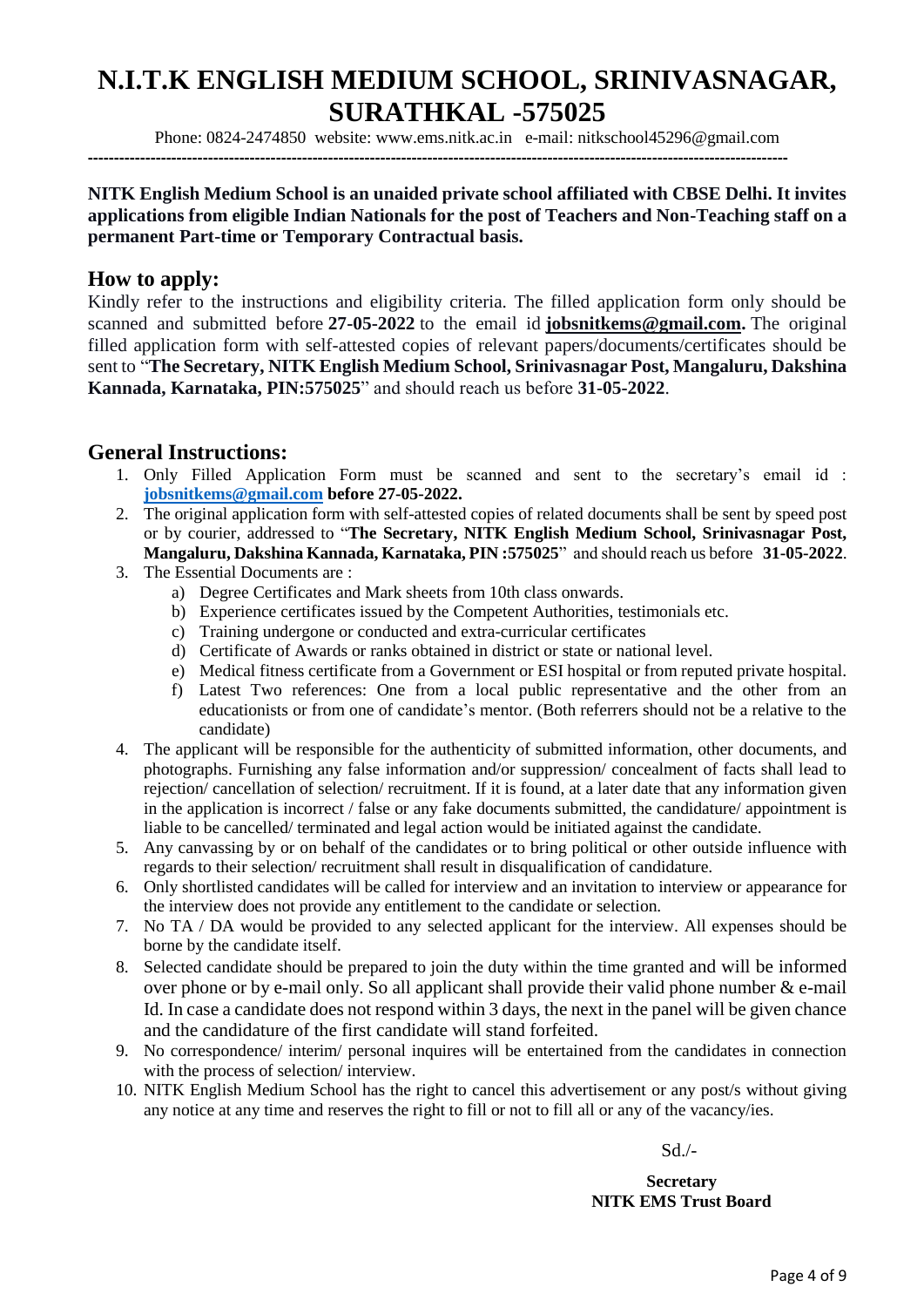# N.I.T.K ENGLISH MEDIUM SCHOOL, SRINIVASNAGAR, SURATHKAL -575025

Phone: 0824-2474850 website: www.ems.nitk.ac.in e-mail: nitkschool45296@gmail.com

---

**NITK English Medium School is an unaided private school affiliated with CBSE Delhi. It invites applications from eligible Indian Nationals for the post of Teachers and Non-Teaching staff on a permanent Part-time or Temporary Contractual basis.**

## How to apply:

Kindly refer to the instructions and eligibility criteria. The filled application form only should be scanned and submitted before **27-05-2022** to the email id **jobsnitkems@gmail.com.** The original filled application form with self-attested copies of relevant papers/documents/certificates should be sent to "**The Secretary, NITK English Medium School, Srinivasnagar Post, Mangaluru, Dakshina Kannada, Karnataka, PIN:575025**" and should reach us before **31-05-2022**.

## General Instructions:

1. Only Filled Application Form must be scanned and sent to the secretary's email id : **jobsnitkems@gmail.com before 27-05-2022.**
2. The original application form with self-attested copies of related documents shall be sent by speed post or by courier, addressed to "**The Secretary, NITK English Medium School, Srinivasnagar Post, Mangaluru, Dakshina Kannada, Karnataka, PIN :575025**" and should reach us before **31-05-2022**.
3. The Essential Documents are :
   a) Degree Certificates and Mark sheets from 10th class onwards.
   b) Experience certificates issued by the Competent Authorities, testimonials etc.
   c) Training undergone or conducted and extra-curricular certificates
   d) Certificate of Awards or ranks obtained in district or state or national level.
   e) Medical fitness certificate from a Government or ESI hospital or from reputed private hospital.
   f) Latest Two references: One from a local public representative and the other from an educationists or from one of candidate's mentor. (Both referrers should not be a relative to the candidate)
4. The applicant will be responsible for the authenticity of submitted information, other documents, and photographs. Furnishing any false information and/or suppression/ concealment of facts shall lead to rejection/ cancellation of selection/ recruitment. If it is found, at a later date that any information given in the application is incorrect / false or any fake documents submitted, the candidature/ appointment is liable to be cancelled/ terminated and legal action would be initiated against the candidate.
5. Any canvassing by or on behalf of the candidates or to bring political or other outside influence with regards to their selection/ recruitment shall result in disqualification of candidature.
6. Only shortlisted candidates will be called for interview and an invitation to interview or appearance for the interview does not provide any entitlement to the candidate or selection.
7. No TA / DA would be provided to any selected applicant for the interview. All expenses should be borne by the candidate itself.
8. Selected candidate should be prepared to join the duty within the time granted and will be informed over phone or by e-mail only. So all applicant shall provide their valid phone number & e-mail Id. In case a candidate does not respond within 3 days, the next in the panel will be given chance and the candidature of the first candidate will stand forfeited.
9. No correspondence/ interim/ personal inquires will be entertained from the candidates in connection with the process of selection/ interview.
10. NITK English Medium School has the right to cancel this advertisement or any post/s without giving any notice at any time and reserves the right to fill or not to fill all or any of the vacancy/ies.

Sd./-

**Secretary**
**NITK EMS Trust Board**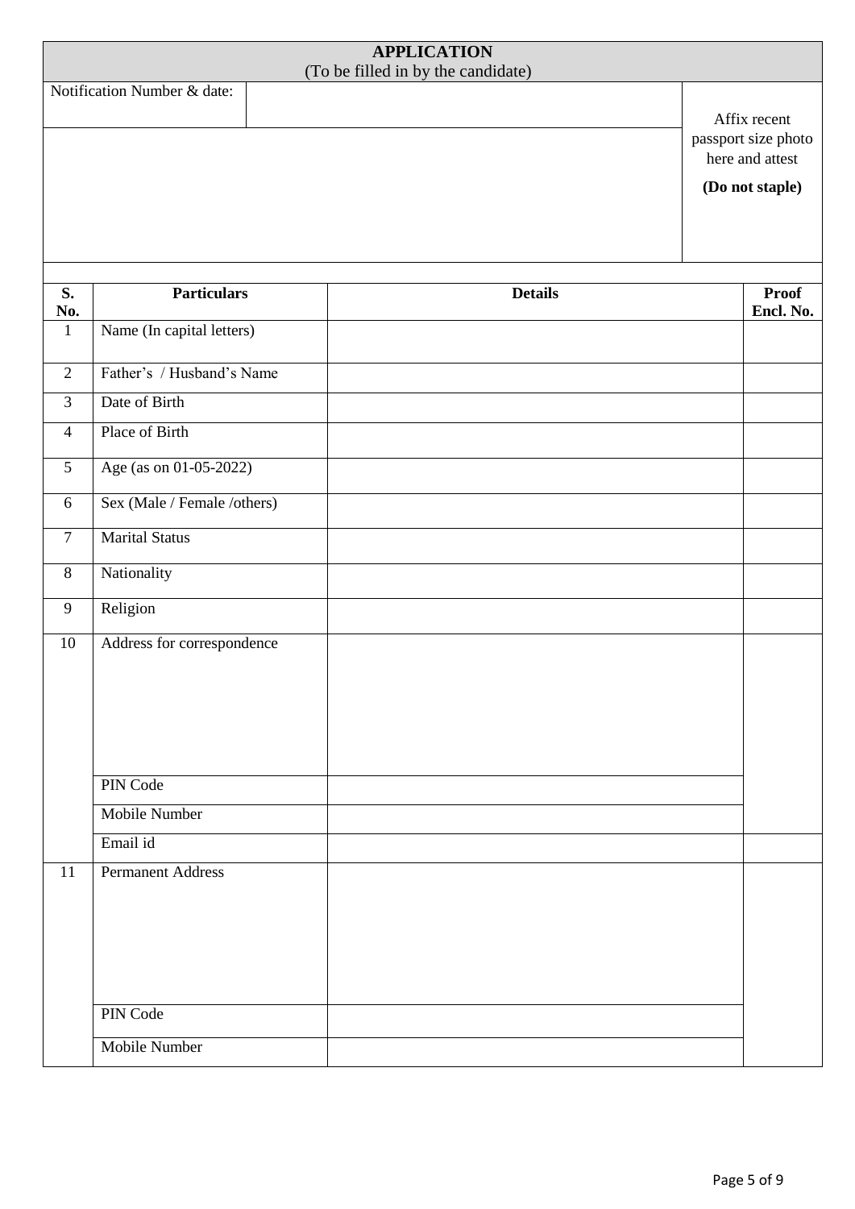## APPLICATION

(To be filled in by the candidate)

| Notification Number & date: | | Affix recent passport size photo here and attest **(Do not staple)** |
|---|---|---|

| S. No. | Particulars | Details | Proof Encl. No. |
|---|---|---|---|
| 1 | Name (In capital letters) | | |
| 2 | Father's / Husband's Name | | |
| 3 | Date of Birth | | |
| 4 | Place of Birth | | |
| 5 | Age (as on 01-05-2022) | | |
| 6 | Sex (Male / Female /others) | | |
| 7 | Marital Status | | |
| 8 | Nationality | | |
| 9 | Religion | | |
| 10 | Address for correspondence | | |
| | PIN Code | | |
| | Mobile Number | | |
| | Email id | | |
| 11 | Permanent Address | | |
| | PIN Code | | |
| | Mobile Number | | |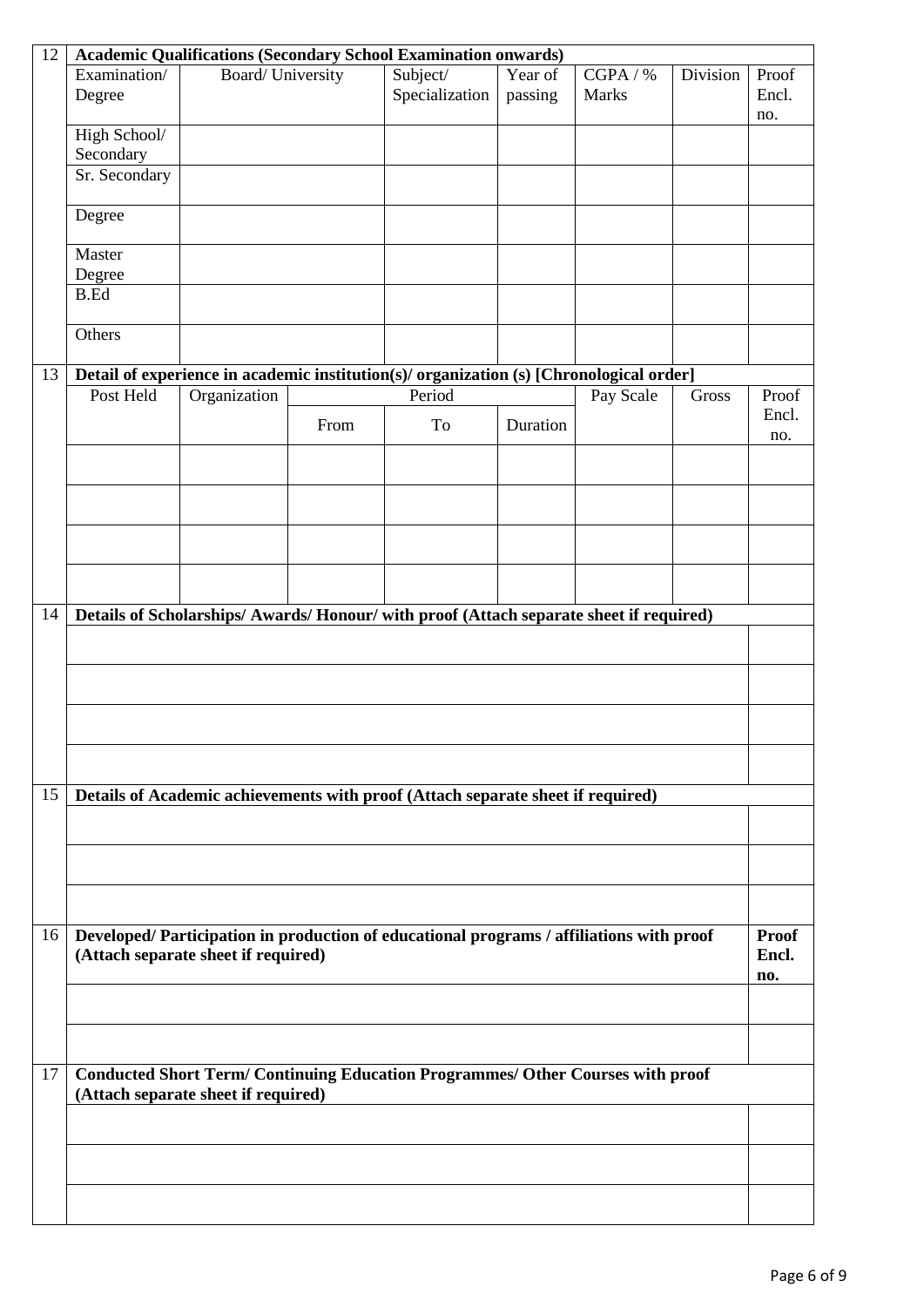**12 Academic Qualifications (Secondary School Examination onwards)**

| Examination/ Degree | Board/ University | Subject/ Specialization | Year of passing | CGPA / % Marks | Division | Proof Encl. no. |
|---|---|---|---|---|---|---|
| High School/ Secondary | | | | | | |
| Sr. Secondary | | | | | | |
| Degree | | | | | | |
| Master Degree | | | | | | |
| B.Ed | | | | | | |
| Others | | | | | | |

**13 Detail of experience in academic institution(s)/ organization (s) [Chronological order]**

| Post Held | Organization | Period | | | Pay Scale | Gross | Proof Encl. no. |
|---|---|---|---|---|---|---|---|
| | | From | To | Duration | | | |
| | | | | | | | |
| | | | | | | | |
| | | | | | | | |
| | | | | | | | |

**14 Details of Scholarships/ Awards/ Honour/ with proof (Attach separate sheet if required)**

| | |
|---|---|
| | |
| | |
| | |
| | |

**15 Details of Academic achievements with proof (Attach separate sheet if required)**

| | |
|---|---|
| | |
| | |
| | |

**16 Developed/ Participation in production of educational programs / affiliations with proof (Attach separate sheet if required)**

| | Proof Encl. no. |
|---|---|
| | |
| | |

**17 Conducted Short Term/ Continuing Education Programmes/ Other Courses with proof (Attach separate sheet if required)**

| | |
|---|---|
| | |
| | |
| | |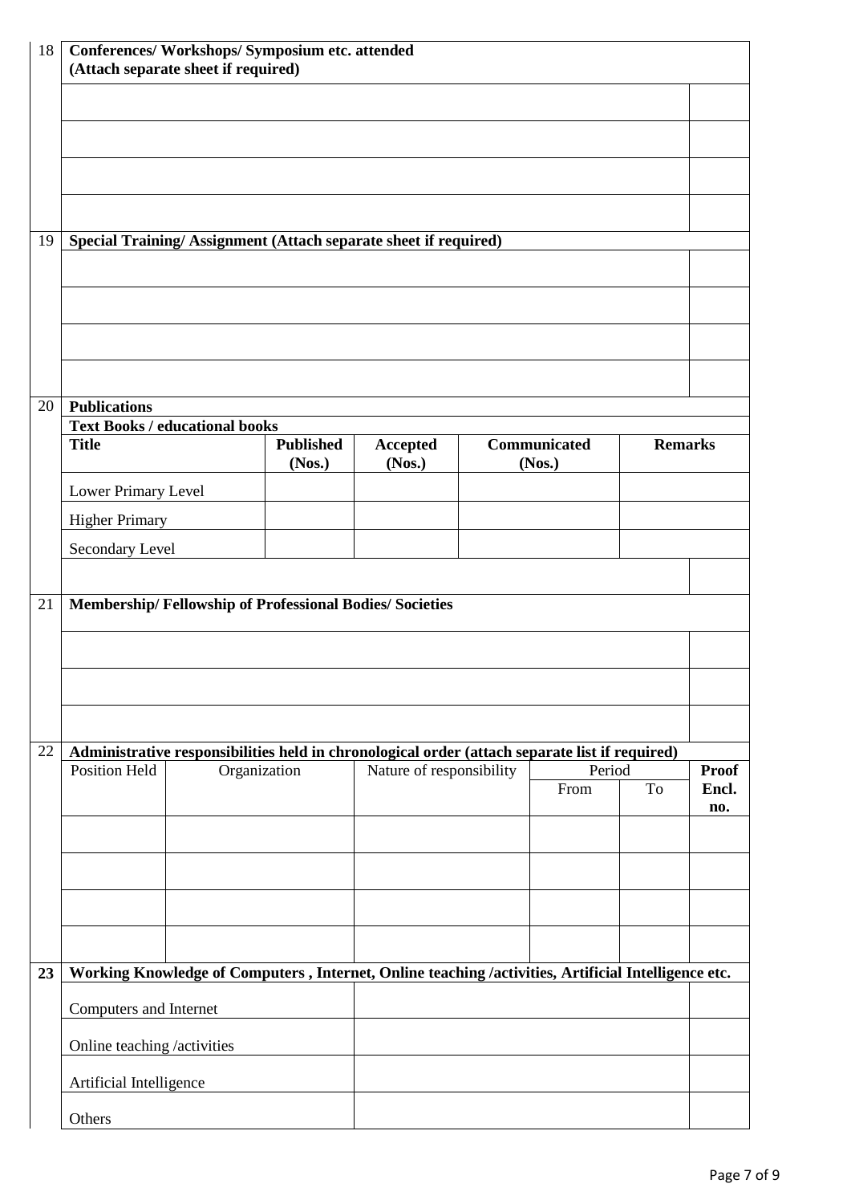**18 Conferences/ Workshops/ Symposium etc. attended**
**(Attach separate sheet if required)**

| | |
|---|---|
| | |
| | |
| | |
| | |

**19 Special Training/ Assignment (Attach separate sheet if required)**

| | |
|---|---|
| | |
| | |
| | |
| | |

**20 Publications**

**Text Books / educational books**

| Title | Published (Nos.) | Accepted (Nos.) | Communicated (Nos.) | Remarks |
|---|---|---|---|---|
| Lower Primary Level | | | | |
| Higher Primary | | | | |
| Secondary Level | | | | |
| | | | | |

**21 Membership/ Fellowship of Professional Bodies/ Societies**

| | |
|---|---|
| | |
| | |
| | |

**22 Administrative responsibilities held in chronological order (attach separate list if required)**

| Position Held | Organization | Nature of responsibility | Period | | Proof Encl. no. |
|---|---|---|---|---|---|
| | | | From | To | |
| | | | | | |
| | | | | | |
| | | | | | |
| | | | | | |

**23 Working Knowledge of Computers , Internet, Online teaching /activities, Artificial Intelligence etc.**

| | | |
|---|---|---|
| Computers and Internet | | |
| Online teaching /activities | | |
| Artificial Intelligence | | |
| Others | | |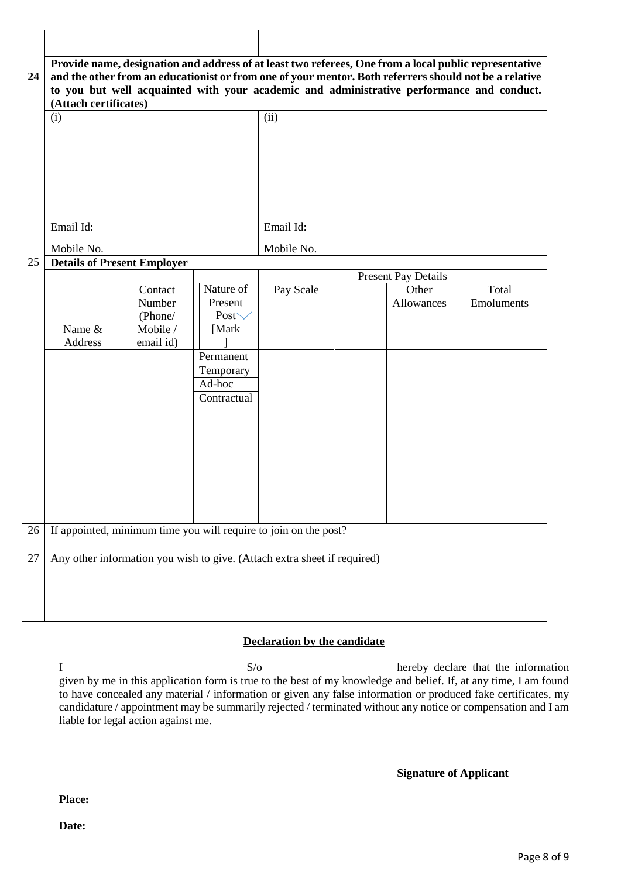| | | | | | |
|---|---|---|---|---|---|
| 24 | **Provide name, designation and address of at least two referees, One from a local public representative and the other from an educationist or from one of your mentor. Both referrers should not be a relative to you but well acquainted with your academic and administrative performance and conduct. (Attach certificates)** | | | | |
| | (i) | | (ii) | | |
| | Email Id: | | Email Id: | | |
| | Mobile No. | | Mobile No. | | |

| | | | | | | |
|---|---|---|---|---|---|---|
| 25 | **Details of Present Employer** | | | | | |
| | | | | Present Pay Details | | |
| | Name & Address | Contact Number (Phone/ Mobile / email id) | Nature of Present Post [Mark ✓] | Pay Scale | Other Allowances | Total Emoluments |
| | | | Permanent | | | |
| | | | Temporary | | | |
| | | | Ad-hoc | | | |
| | | | Contractual | | | |

| | | |
|---|---|---|
| 26 | If appointed, minimum time you will require to join on the post? | |
| 27 | Any other information you wish to give. (Attach extra sheet if required) | |

**Declaration by the candidate**

I S/o hereby declare that the information given by me in this application form is true to the best of my knowledge and belief. If, at any time, I am found to have concealed any material / information or given any false information or produced fake certificates, my candidature / appointment may be summarily rejected / terminated without any notice or compensation and I am liable for legal action against me.

**Signature of Applicant**

**Place:**

**Date:**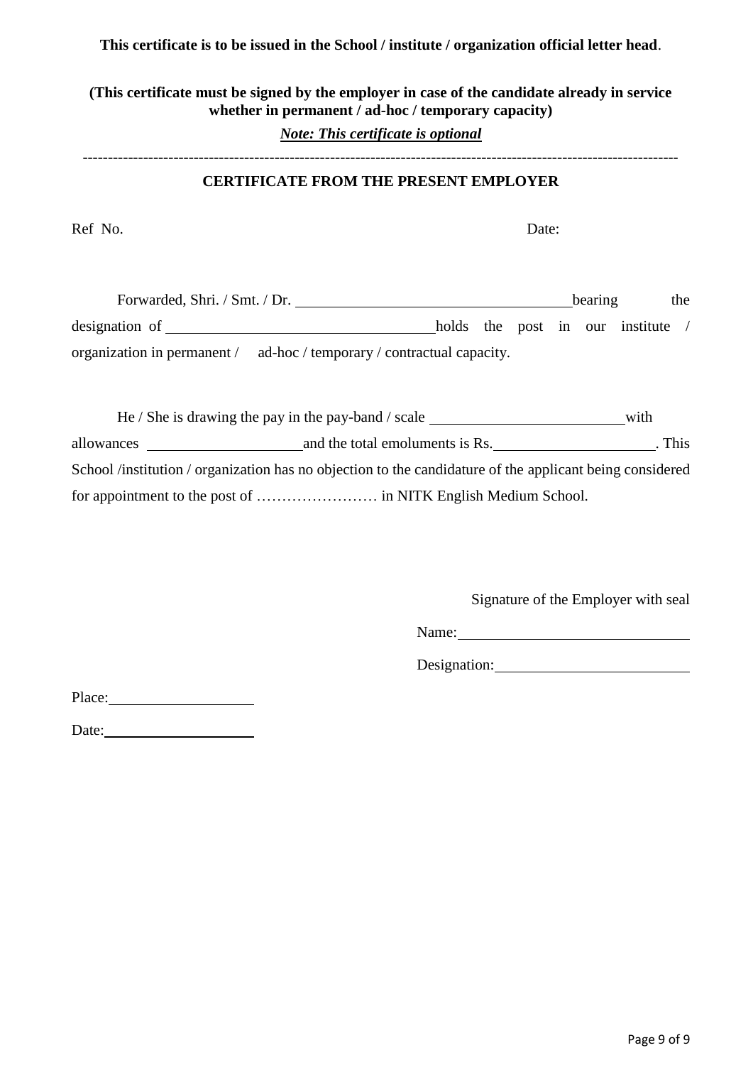**This certificate is to be issued in the School / institute / organization official letter head**.

**(This certificate must be signed by the employer in case of the candidate already in service whether in permanent / ad-hoc / temporary capacity)**

***Note: This certificate is optional***

---

## CERTIFICATE FROM THE PRESENT EMPLOYER

Ref No. Date:

Forwarded, Shri. / Smt. / Dr. \_\_\_\_\_\_\_\_\_\_\_\_\_\_\_\_\_\_\_\_\_\_\_\_\_\_\_\_\_\_\_\_\_\_\_\_ bearing the designation of \_\_\_\_\_\_\_\_\_\_\_\_\_\_\_\_\_\_\_\_\_\_\_\_\_\_\_\_\_\_\_\_\_\_\_\_ holds the post in our institute / organization in permanent / ad-hoc / temporary / contractual capacity.

He / She is drawing the pay in the pay-band / scale \_\_\_\_\_\_\_\_\_\_\_\_\_\_\_\_\_\_\_\_\_\_\_\_\_\_ with allowances \_\_\_\_\_\_\_\_\_\_\_\_\_\_\_\_\_\_\_\_ and the total emoluments is Rs. \_\_\_\_\_\_\_\_\_\_\_\_\_\_\_\_\_\_\_\_\_\_ . This School /institution / organization has no objection to the candidature of the applicant being considered for appointment to the post of …………………… in NITK English Medium School.

Signature of the Employer with seal

Name: \_\_\_\_\_\_\_\_\_\_\_\_\_\_\_\_\_\_\_\_\_\_\_\_\_\_\_\_\_\_

Designation: \_\_\_\_\_\_\_\_\_\_\_\_\_\_\_\_\_\_\_\_\_\_\_\_\_\_

Place: \_\_\_\_\_\_\_\_\_\_\_\_\_\_\_\_\_\_\_\_

Date: \_\_\_\_\_\_\_\_\_\_\_\_\_\_\_\_\_\_\_\_